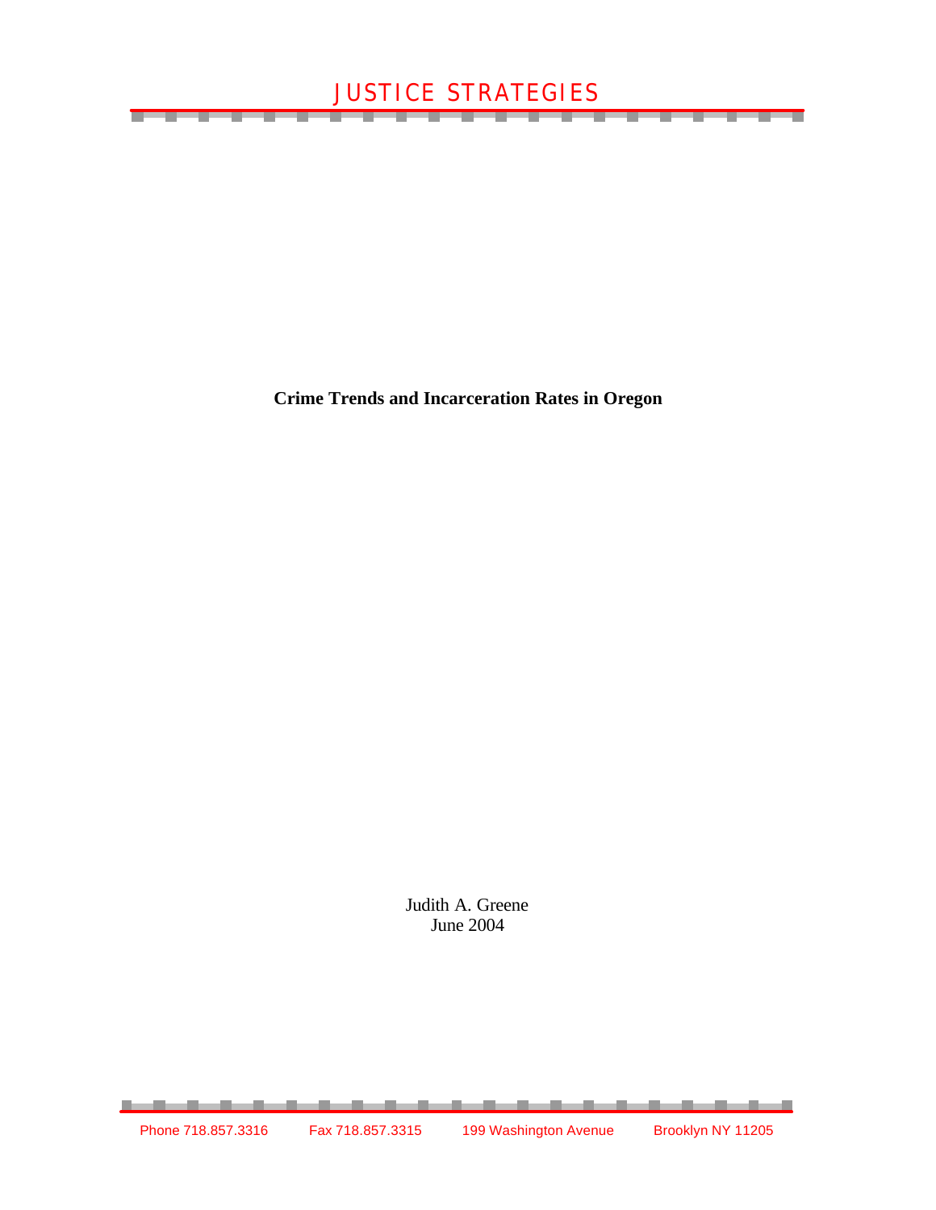JUSTICE STRATEGIES

# Crime Trends and Incarceration Rates in Oregon

Judith A. Greene
June 2004

Phone 718.857.3316 Fax 718.857.3315 199 Washington Avenue Brooklyn NY 11205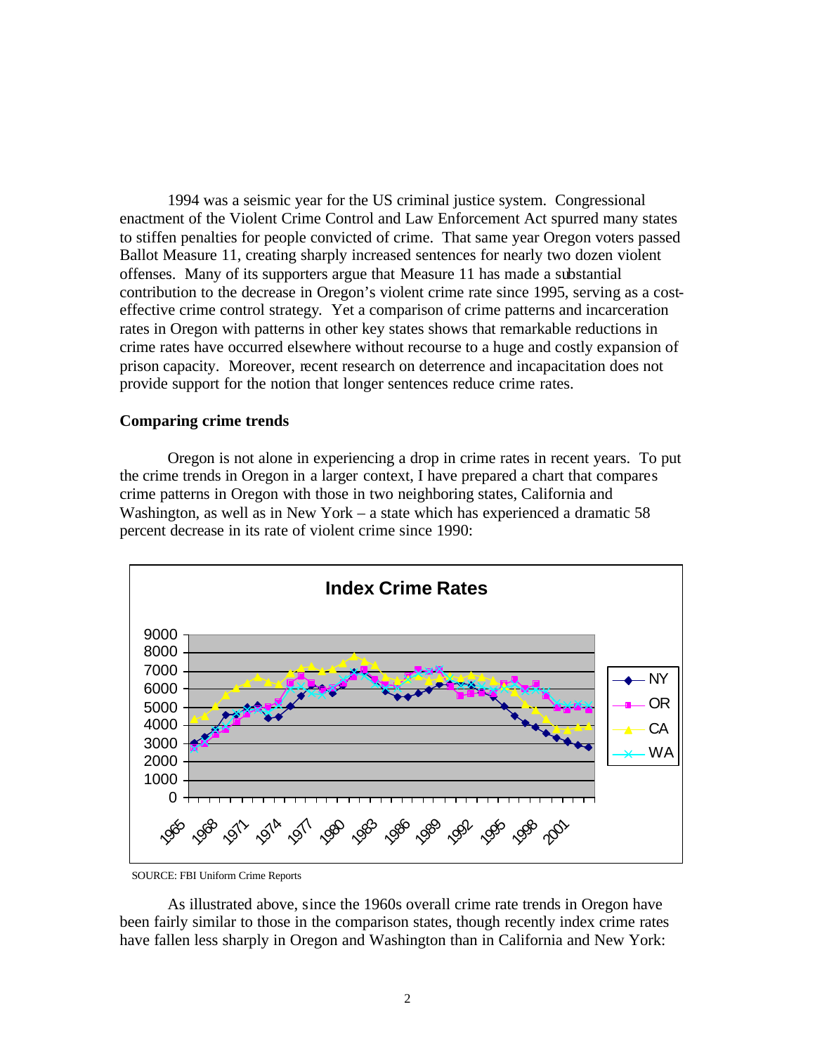1994 was a seismic year for the US criminal justice system. Congressional enactment of the Violent Crime Control and Law Enforcement Act spurred many states to stiffen penalties for people convicted of crime. That same year Oregon voters passed Ballot Measure 11, creating sharply increased sentences for nearly two dozen violent offenses. Many of its supporters argue that Measure 11 has made a substantial contribution to the decrease in Oregon's violent crime rate since 1995, serving as a cost-effective crime control strategy. Yet a comparison of crime patterns and incarceration rates in Oregon with patterns in other key states shows that remarkable reductions in crime rates have occurred elsewhere without recourse to a huge and costly expansion of prison capacity. Moreover, recent research on deterrence and incapacitation does not provide support for the notion that longer sentences reduce crime rates.

**Comparing crime trends**

Oregon is not alone in experiencing a drop in crime rates in recent years. To put the crime trends in Oregon in a larger context, I have prepared a chart that compares crime patterns in Oregon with those in two neighboring states, California and Washington, as well as in New York – a state which has experienced a dramatic 58 percent decrease in its rate of violent crime since 1990:

**Index Crime Rates**

SOURCE: FBI Uniform Crime Reports

As illustrated above, since the 1960s overall crime rate trends in Oregon have been fairly similar to those in the comparison states, though recently index crime rates have fallen less sharply in Oregon and Washington than in California and New York: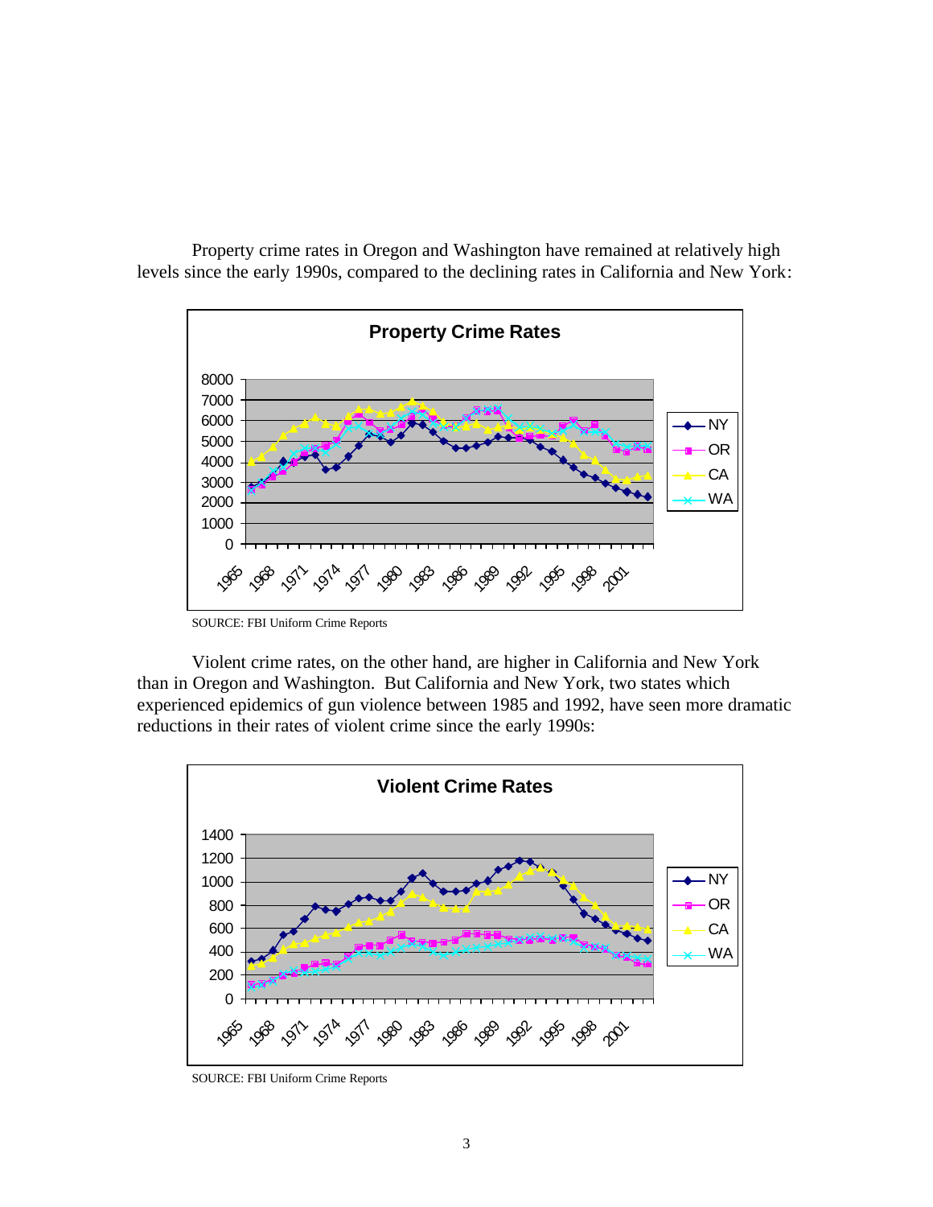Property crime rates in Oregon and Washington have remained at relatively high levels since the early 1990s, compared to the declining rates in California and New York:

**Property Crime Rates**

SOURCE: FBI Uniform Crime Reports

Violent crime rates, on the other hand, are higher in California and New York than in Oregon and Washington. But California and New York, two states which experienced epidemics of gun violence between 1985 and 1992, have seen more dramatic reductions in their rates of violent crime since the early 1990s:

**Violent Crime Rates**

SOURCE: FBI Uniform Crime Reports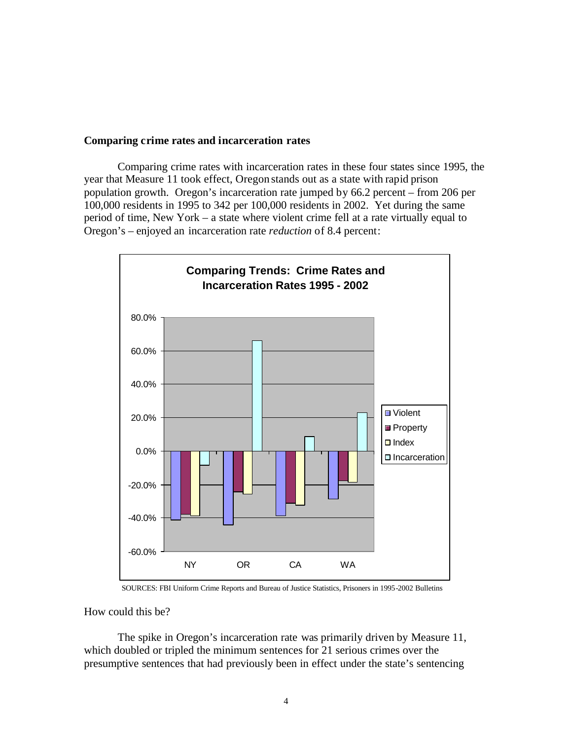**Comparing crime rates and incarceration rates**

Comparing crime rates with incarceration rates in these four states since 1995, the year that Measure 11 took effect, Oregon stands out as a state with rapid prison population growth. Oregon's incarceration rate jumped by 66.2 percent – from 206 per 100,000 residents in 1995 to 342 per 100,000 residents in 2002. Yet during the same period of time, New York – a state where violent crime fell at a rate virtually equal to Oregon's – enjoyed an incarceration rate *reduction* of 8.4 percent:

**Comparing Trends: Crime Rates and Incarceration Rates 1995 - 2002**

SOURCES: FBI Uniform Crime Reports and Bureau of Justice Statistics, Prisoners in 1995-2002 Bulletins

How could this be?

The spike in Oregon's incarceration rate was primarily driven by Measure 11, which doubled or tripled the minimum sentences for 21 serious crimes over the presumptive sentences that had previously been in effect under the state's sentencing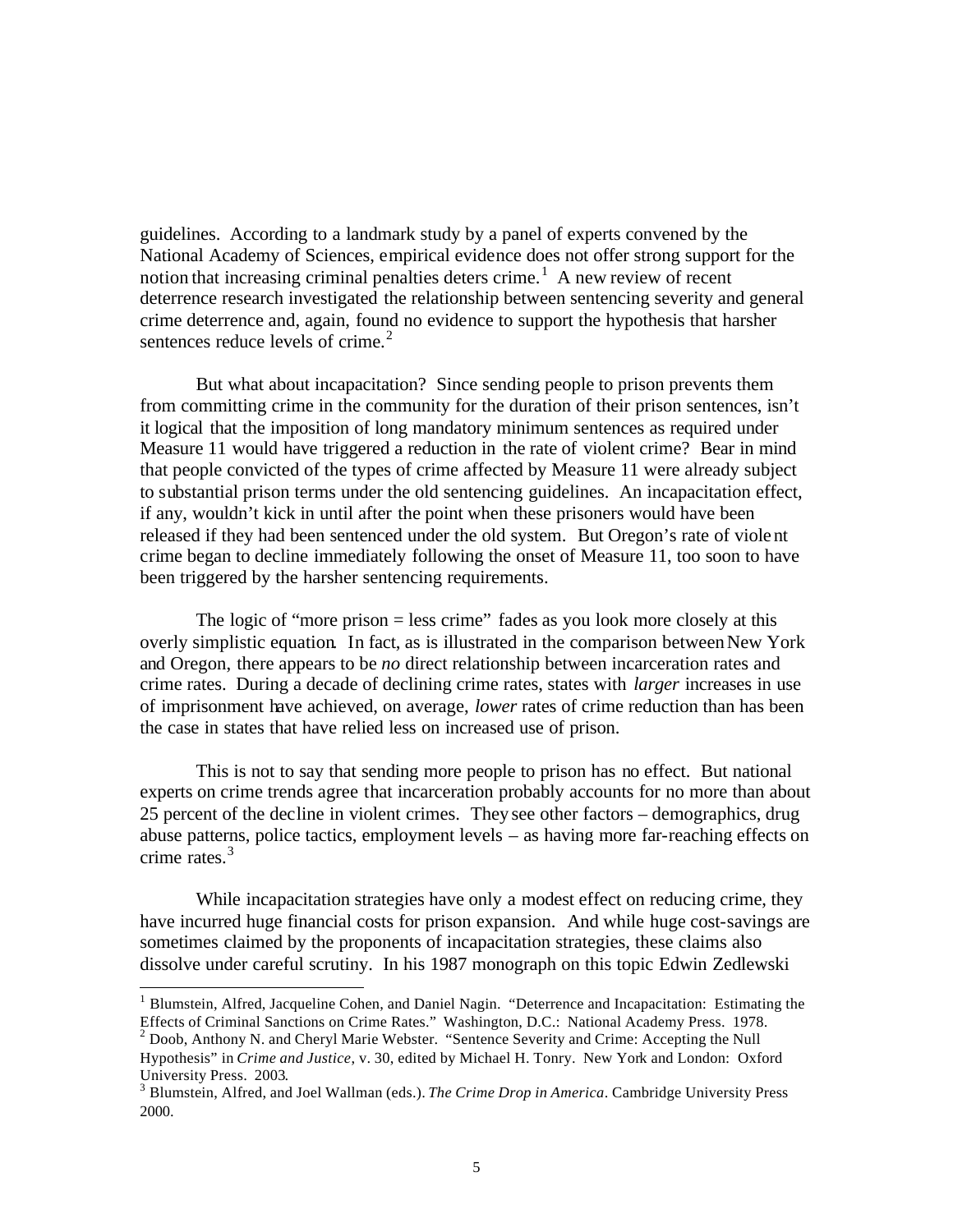guidelines. According to a landmark study by a panel of experts convened by the National Academy of Sciences, empirical evidence does not offer strong support for the notion that increasing criminal penalties deters crime.[1] A new review of recent deterrence research investigated the relationship between sentencing severity and general crime deterrence and, again, found no evidence to support the hypothesis that harsher sentences reduce levels of crime.[2]

But what about incapacitation? Since sending people to prison prevents them from committing crime in the community for the duration of their prison sentences, isn't it logical that the imposition of long mandatory minimum sentences as required under Measure 11 would have triggered a reduction in the rate of violent crime? Bear in mind that people convicted of the types of crime affected by Measure 11 were already subject to substantial prison terms under the old sentencing guidelines. An incapacitation effect, if any, wouldn't kick in until after the point when these prisoners would have been released if they had been sentenced under the old system. But Oregon's rate of violent crime began to decline immediately following the onset of Measure 11, too soon to have been triggered by the harsher sentencing requirements.

The logic of "more prison = less crime" fades as you look more closely at this overly simplistic equation. In fact, as is illustrated in the comparison between New York and Oregon, there appears to be *no* direct relationship between incarceration rates and crime rates. During a decade of declining crime rates, states with *larger* increases in use of imprisonment have achieved, on average, *lower* rates of crime reduction than has been the case in states that have relied less on increased use of prison.

This is not to say that sending more people to prison has no effect. But national experts on crime trends agree that incarceration probably accounts for no more than about 25 percent of the decline in violent crimes. They see other factors – demographics, drug abuse patterns, police tactics, employment levels – as having more far-reaching effects on crime rates.[3]

While incapacitation strategies have only a modest effect on reducing crime, they have incurred huge financial costs for prison expansion. And while huge cost-savings are sometimes claimed by the proponents of incapacitation strategies, these claims also dissolve under careful scrutiny. In his 1987 monograph on this topic Edwin Zedlewski

---

[1] Blumstein, Alfred, Jacqueline Cohen, and Daniel Nagin. "Deterrence and Incapacitation: Estimating the Effects of Criminal Sanctions on Crime Rates." Washington, D.C.: National Academy Press. 1978.

[2] Doob, Anthony N. and Cheryl Marie Webster. "Sentence Severity and Crime: Accepting the Null Hypothesis" in *Crime and Justice*, v. 30, edited by Michael H. Tonry. New York and London: Oxford University Press. 2003.

[3] Blumstein, Alfred, and Joel Wallman (eds.). *The Crime Drop in America*. Cambridge University Press 2000.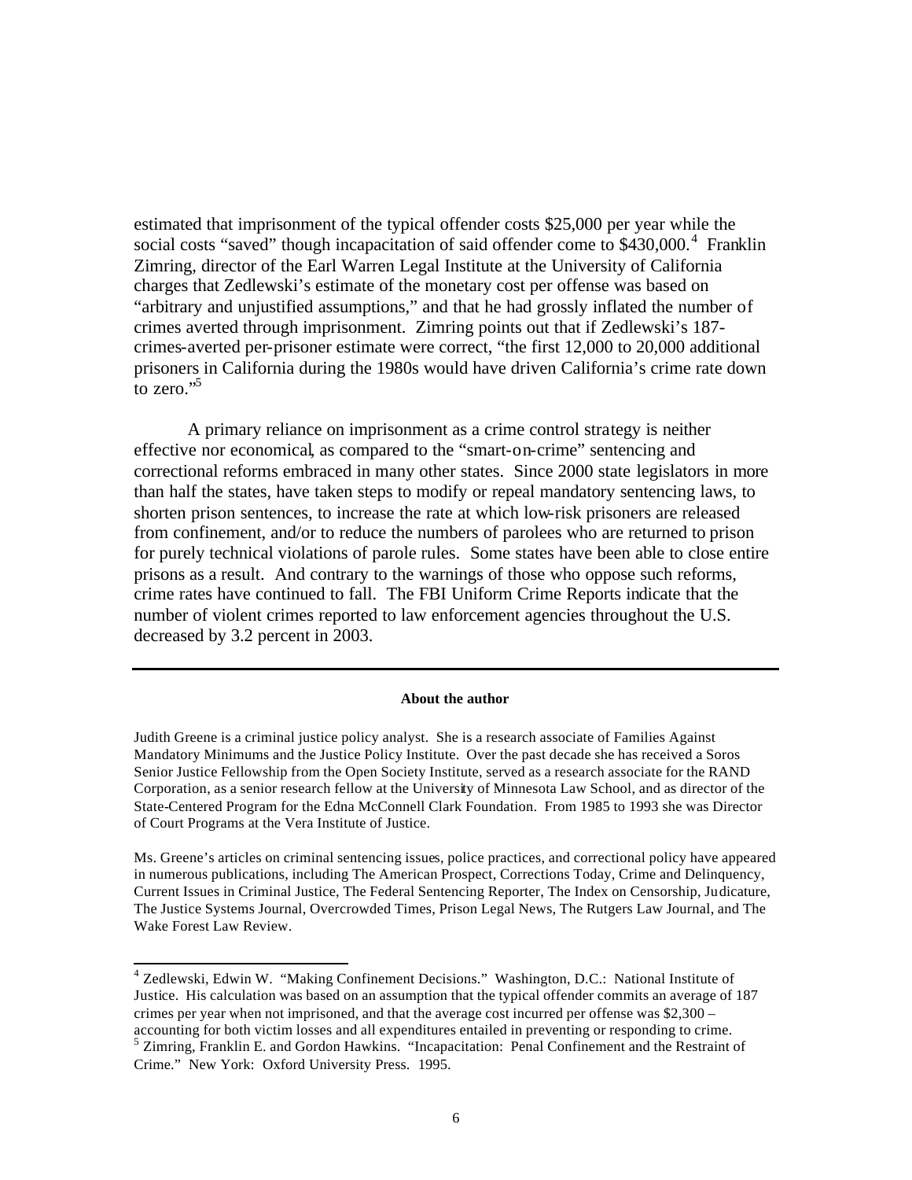estimated that imprisonment of the typical offender costs $25,000 per year while the social costs "saved" though incapacitation of said offender come to $430,000.[4] Franklin Zimring, director of the Earl Warren Legal Institute at the University of California charges that Zedlewski's estimate of the monetary cost per offense was based on "arbitrary and unjustified assumptions," and that he had grossly inflated the number of crimes averted through imprisonment. Zimring points out that if Zedlewski's 187-crimes-averted per-prisoner estimate were correct, "the first 12,000 to 20,000 additional prisoners in California during the 1980s would have driven California's crime rate down to zero."[5]

A primary reliance on imprisonment as a crime control strategy is neither effective nor economical, as compared to the "smart-on-crime" sentencing and correctional reforms embraced in many other states. Since 2000 state legislators in more than half the states, have taken steps to modify or repeal mandatory sentencing laws, to shorten prison sentences, to increase the rate at which low-risk prisoners are released from confinement, and/or to reduce the numbers of parolees who are returned to prison for purely technical violations of parole rules. Some states have been able to close entire prisons as a result. And contrary to the warnings of those who oppose such reforms, crime rates have continued to fall. The FBI Uniform Crime Reports indicate that the number of violent crimes reported to law enforcement agencies throughout the U.S. decreased by 3.2 percent in 2003.

---

**About the author**

Judith Greene is a criminal justice policy analyst. She is a research associate of Families Against Mandatory Minimums and the Justice Policy Institute. Over the past decade she has received a Soros Senior Justice Fellowship from the Open Society Institute, served as a research associate for the RAND Corporation, as a senior research fellow at the University of Minnesota Law School, and as director of the State-Centered Program for the Edna McConnell Clark Foundation. From 1985 to 1993 she was Director of Court Programs at the Vera Institute of Justice.

Ms. Greene's articles on criminal sentencing issues, police practices, and correctional policy have appeared in numerous publications, including The American Prospect, Corrections Today, Crime and Delinquency, Current Issues in Criminal Justice, The Federal Sentencing Reporter, The Index on Censorship, Judicature, The Justice Systems Journal, Overcrowded Times, Prison Legal News, The Rutgers Law Journal, and The Wake Forest Law Review.

---

[4] Zedlewski, Edwin W. "Making Confinement Decisions." Washington, D.C.: National Institute of Justice. His calculation was based on an assumption that the typical offender commits an average of 187 crimes per year when not imprisoned, and that the average cost incurred per offense was $2,300 – accounting for both victim losses and all expenditures entailed in preventing or responding to crime.

[5] Zimring, Franklin E. and Gordon Hawkins. "Incapacitation: Penal Confinement and the Restraint of Crime." New York: Oxford University Press. 1995.